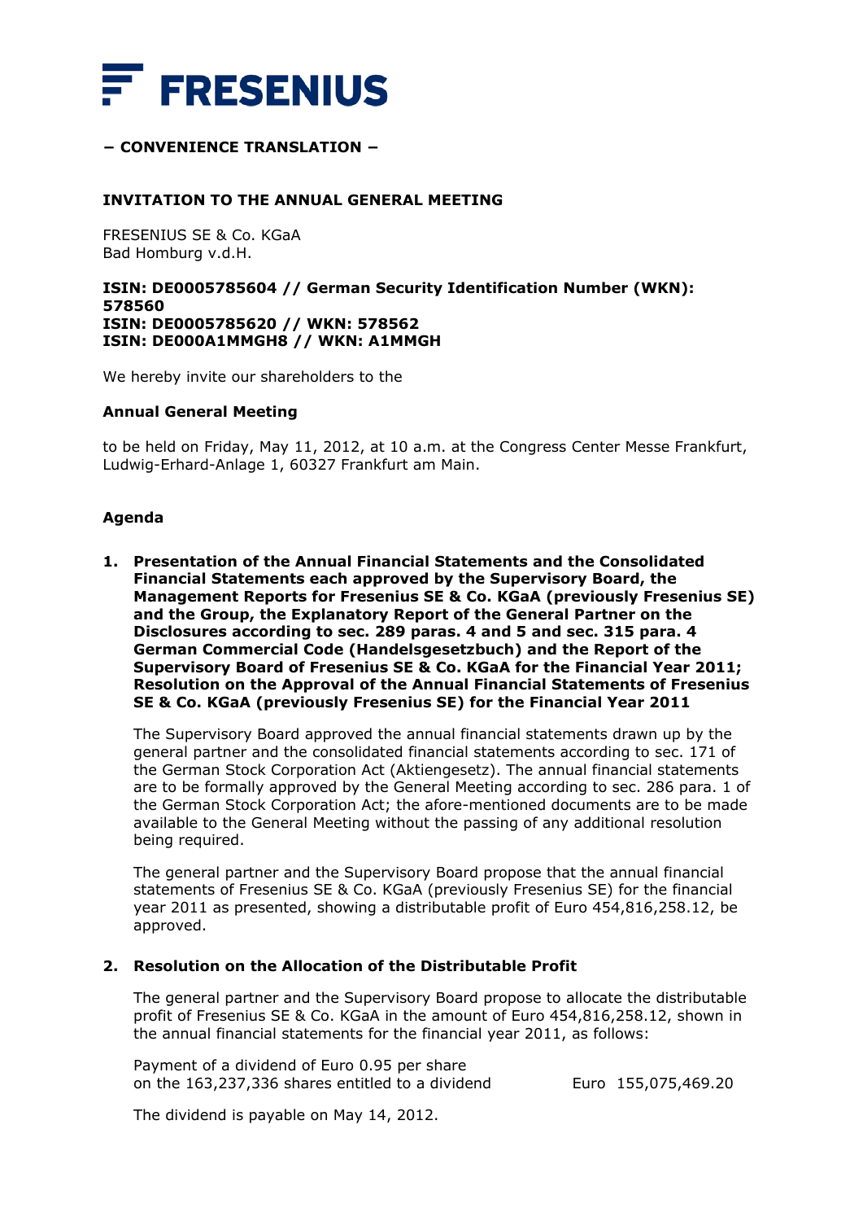FRESENIUS

**– CONVENIENCE TRANSLATION –**

**INVITATION TO THE ANNUAL GENERAL MEETING**

FRESENIUS SE & Co. KGaA
Bad Homburg v.d.H.

**ISIN: DE0005785604 // German Security Identification Number (WKN): 578560**
**ISIN: DE0005785620 // WKN: 578562**
**ISIN: DE000A1MMGH8 // WKN: A1MMGH**

We hereby invite our shareholders to the

**Annual General Meeting**

to be held on Friday, May 11, 2012, at 10 a.m. at the Congress Center Messe Frankfurt, Ludwig-Erhard-Anlage 1, 60327 Frankfurt am Main.

**Agenda**

**1. Presentation of the Annual Financial Statements and the Consolidated Financial Statements each approved by the Supervisory Board, the Management Reports for Fresenius SE & Co. KGaA (previously Fresenius SE) and the Group, the Explanatory Report of the General Partner on the Disclosures according to sec. 289 paras. 4 and 5 and sec. 315 para. 4 German Commercial Code (Handelsgesetzbuch) and the Report of the Supervisory Board of Fresenius SE & Co. KGaA for the Financial Year 2011; Resolution on the Approval of the Annual Financial Statements of Fresenius SE & Co. KGaA (previously Fresenius SE) for the Financial Year 2011**

The Supervisory Board approved the annual financial statements drawn up by the general partner and the consolidated financial statements according to sec. 171 of the German Stock Corporation Act (Aktiengesetz). The annual financial statements are to be formally approved by the General Meeting according to sec. 286 para. 1 of the German Stock Corporation Act; the afore-mentioned documents are to be made available to the General Meeting without the passing of any additional resolution being required.

The general partner and the Supervisory Board propose that the annual financial statements of Fresenius SE & Co. KGaA (previously Fresenius SE) for the financial year 2011 as presented, showing a distributable profit of Euro 454,816,258.12, be approved.

**2. Resolution on the Allocation of the Distributable Profit**

The general partner and the Supervisory Board propose to allocate the distributable profit of Fresenius SE & Co. KGaA in the amount of Euro 454,816,258.12, shown in the annual financial statements for the financial year 2011, as follows:

| | |
|---|---|
| Payment of a dividend of Euro 0.95 per share on the 163,237,336 shares entitled to a dividend | Euro 155,075,469.20 |

The dividend is payable on May 14, 2012.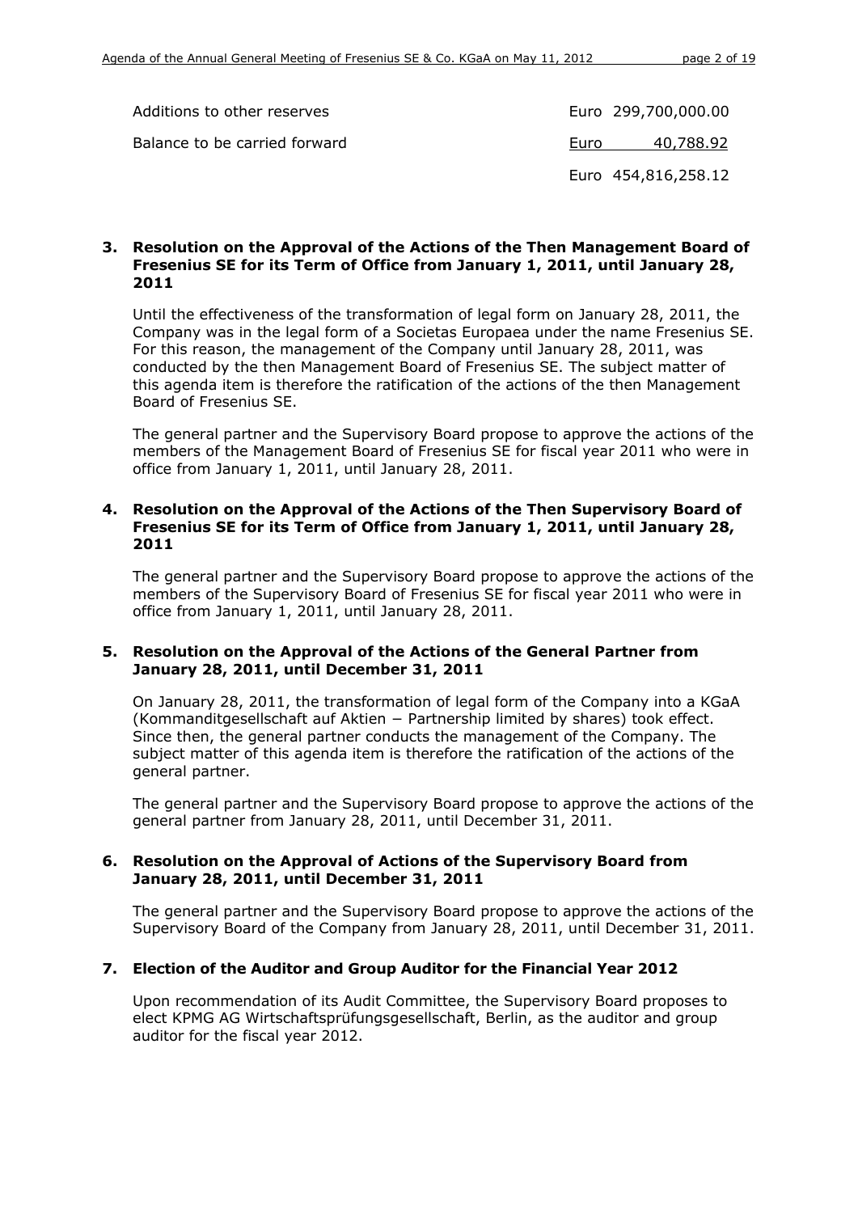| | |
|---|---|
| Additions to other reserves | Euro 299,700,000.00 |
| Balance to be carried forward | Euro 40,788.92 |
| | Euro 454,816,258.12 |

**3. Resolution on the Approval of the Actions of the Then Management Board of Fresenius SE for its Term of Office from January 1, 2011, until January 28, 2011**

Until the effectiveness of the transformation of legal form on January 28, 2011, the Company was in the legal form of a Societas Europaea under the name Fresenius SE. For this reason, the management of the Company until January 28, 2011, was conducted by the then Management Board of Fresenius SE. The subject matter of this agenda item is therefore the ratification of the actions of the then Management Board of Fresenius SE.

The general partner and the Supervisory Board propose to approve the actions of the members of the Management Board of Fresenius SE for fiscal year 2011 who were in office from January 1, 2011, until January 28, 2011.

**4. Resolution on the Approval of the Actions of the Then Supervisory Board of Fresenius SE for its Term of Office from January 1, 2011, until January 28, 2011**

The general partner and the Supervisory Board propose to approve the actions of the members of the Supervisory Board of Fresenius SE for fiscal year 2011 who were in office from January 1, 2011, until January 28, 2011.

**5. Resolution on the Approval of the Actions of the General Partner from January 28, 2011, until December 31, 2011**

On January 28, 2011, the transformation of legal form of the Company into a KGaA (Kommanditgesellschaft auf Aktien − Partnership limited by shares) took effect. Since then, the general partner conducts the management of the Company. The subject matter of this agenda item is therefore the ratification of the actions of the general partner.

The general partner and the Supervisory Board propose to approve the actions of the general partner from January 28, 2011, until December 31, 2011.

**6. Resolution on the Approval of Actions of the Supervisory Board from January 28, 2011, until December 31, 2011**

The general partner and the Supervisory Board propose to approve the actions of the Supervisory Board of the Company from January 28, 2011, until December 31, 2011.

**7. Election of the Auditor and Group Auditor for the Financial Year 2012**

Upon recommendation of its Audit Committee, the Supervisory Board proposes to elect KPMG AG Wirtschaftsprüfungsgesellschaft, Berlin, as the auditor and group auditor for the fiscal year 2012.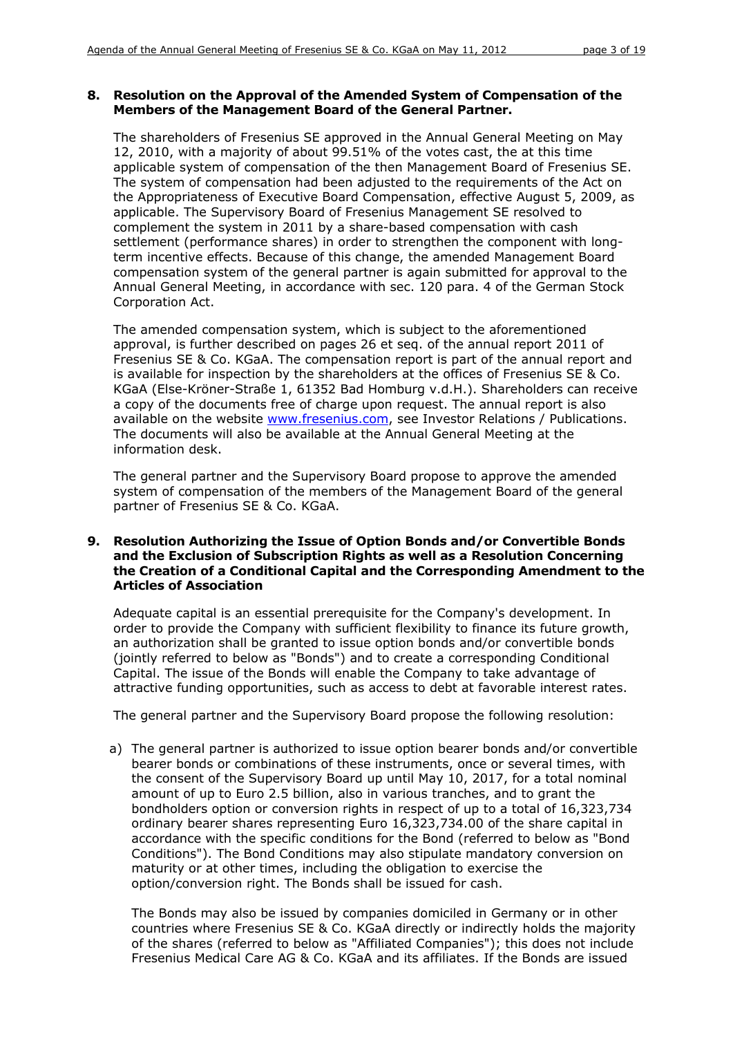### 8. Resolution on the Approval of the Amended System of Compensation of the Members of the Management Board of the General Partner.

The shareholders of Fresenius SE approved in the Annual General Meeting on May 12, 2010, with a majority of about 99.51% of the votes cast, the at this time applicable system of compensation of the then Management Board of Fresenius SE. The system of compensation had been adjusted to the requirements of the Act on the Appropriateness of Executive Board Compensation, effective August 5, 2009, as applicable. The Supervisory Board of Fresenius Management SE resolved to complement the system in 2011 by a share-based compensation with cash settlement (performance shares) in order to strengthen the component with long-term incentive effects. Because of this change, the amended Management Board compensation system of the general partner is again submitted for approval to the Annual General Meeting, in accordance with sec. 120 para. 4 of the German Stock Corporation Act.

The amended compensation system, which is subject to the aforementioned approval, is further described on pages 26 et seq. of the annual report 2011 of Fresenius SE & Co. KGaA. The compensation report is part of the annual report and is available for inspection by the shareholders at the offices of Fresenius SE & Co. KGaA (Else-Kröner-Straße 1, 61352 Bad Homburg v.d.H.). Shareholders can receive a copy of the documents free of charge upon request. The annual report is also available on the website www.fresenius.com, see Investor Relations / Publications. The documents will also be available at the Annual General Meeting at the information desk.

The general partner and the Supervisory Board propose to approve the amended system of compensation of the members of the Management Board of the general partner of Fresenius SE & Co. KGaA.

### 9. Resolution Authorizing the Issue of Option Bonds and/or Convertible Bonds and the Exclusion of Subscription Rights as well as a Resolution Concerning the Creation of a Conditional Capital and the Corresponding Amendment to the Articles of Association

Adequate capital is an essential prerequisite for the Company's development. In order to provide the Company with sufficient flexibility to finance its future growth, an authorization shall be granted to issue option bonds and/or convertible bonds (jointly referred to below as "Bonds") and to create a corresponding Conditional Capital. The issue of the Bonds will enable the Company to take advantage of attractive funding opportunities, such as access to debt at favorable interest rates.

The general partner and the Supervisory Board propose the following resolution:

a) The general partner is authorized to issue option bearer bonds and/or convertible bearer bonds or combinations of these instruments, once or several times, with the consent of the Supervisory Board up until May 10, 2017, for a total nominal amount of up to Euro 2.5 billion, also in various tranches, and to grant the bondholders option or conversion rights in respect of up to a total of 16,323,734 ordinary bearer shares representing Euro 16,323,734.00 of the share capital in accordance with the specific conditions for the Bond (referred to below as "Bond Conditions"). The Bond Conditions may also stipulate mandatory conversion on maturity or at other times, including the obligation to exercise the option/conversion right. The Bonds shall be issued for cash.

   The Bonds may also be issued by companies domiciled in Germany or in other countries where Fresenius SE & Co. KGaA directly or indirectly holds the majority of the shares (referred to below as "Affiliated Companies"); this does not include Fresenius Medical Care AG & Co. KGaA and its affiliates. If the Bonds are issued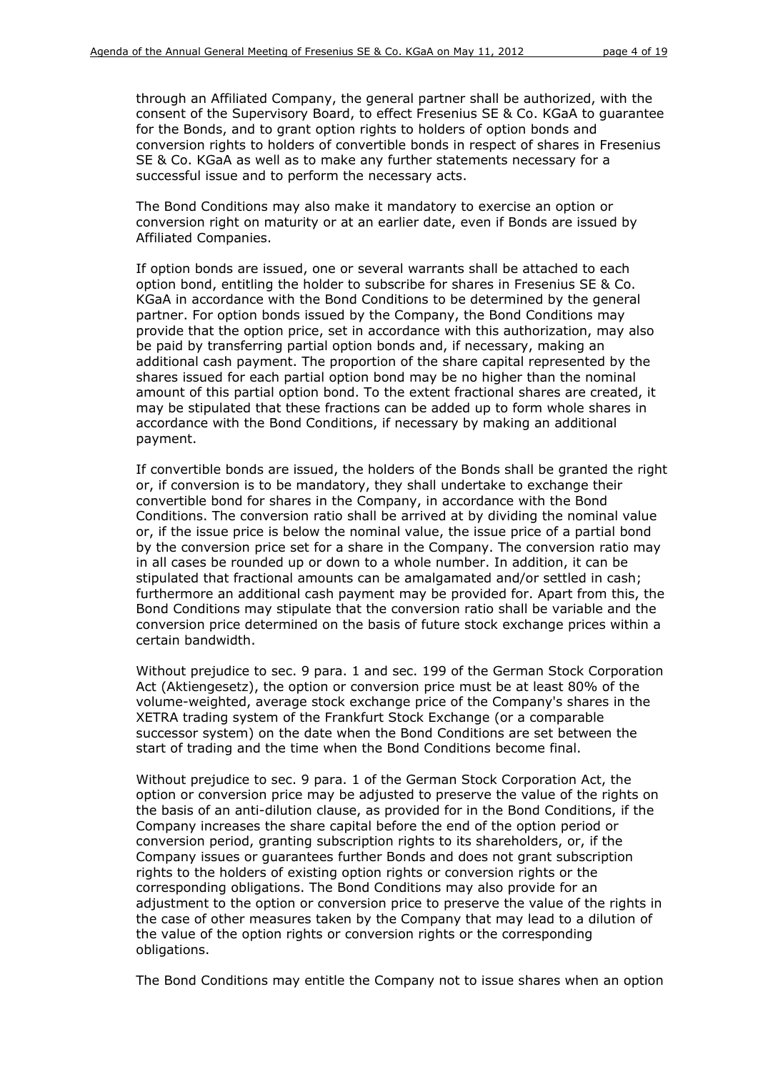through an Affiliated Company, the general partner shall be authorized, with the consent of the Supervisory Board, to effect Fresenius SE & Co. KGaA to guarantee for the Bonds, and to grant option rights to holders of option bonds and conversion rights to holders of convertible bonds in respect of shares in Fresenius SE & Co. KGaA as well as to make any further statements necessary for a successful issue and to perform the necessary acts.

The Bond Conditions may also make it mandatory to exercise an option or conversion right on maturity or at an earlier date, even if Bonds are issued by Affiliated Companies.

If option bonds are issued, one or several warrants shall be attached to each option bond, entitling the holder to subscribe for shares in Fresenius SE & Co. KGaA in accordance with the Bond Conditions to be determined by the general partner. For option bonds issued by the Company, the Bond Conditions may provide that the option price, set in accordance with this authorization, may also be paid by transferring partial option bonds and, if necessary, making an additional cash payment. The proportion of the share capital represented by the shares issued for each partial option bond may be no higher than the nominal amount of this partial option bond. To the extent fractional shares are created, it may be stipulated that these fractions can be added up to form whole shares in accordance with the Bond Conditions, if necessary by making an additional payment.

If convertible bonds are issued, the holders of the Bonds shall be granted the right or, if conversion is to be mandatory, they shall undertake to exchange their convertible bond for shares in the Company, in accordance with the Bond Conditions. The conversion ratio shall be arrived at by dividing the nominal value or, if the issue price is below the nominal value, the issue price of a partial bond by the conversion price set for a share in the Company. The conversion ratio may in all cases be rounded up or down to a whole number. In addition, it can be stipulated that fractional amounts can be amalgamated and/or settled in cash; furthermore an additional cash payment may be provided for. Apart from this, the Bond Conditions may stipulate that the conversion ratio shall be variable and the conversion price determined on the basis of future stock exchange prices within a certain bandwidth.

Without prejudice to sec. 9 para. 1 and sec. 199 of the German Stock Corporation Act (Aktiengesetz), the option or conversion price must be at least 80% of the volume-weighted, average stock exchange price of the Company's shares in the XETRA trading system of the Frankfurt Stock Exchange (or a comparable successor system) on the date when the Bond Conditions are set between the start of trading and the time when the Bond Conditions become final.

Without prejudice to sec. 9 para. 1 of the German Stock Corporation Act, the option or conversion price may be adjusted to preserve the value of the rights on the basis of an anti-dilution clause, as provided for in the Bond Conditions, if the Company increases the share capital before the end of the option period or conversion period, granting subscription rights to its shareholders, or, if the Company issues or guarantees further Bonds and does not grant subscription rights to the holders of existing option rights or conversion rights or the corresponding obligations. The Bond Conditions may also provide for an adjustment to the option or conversion price to preserve the value of the rights in the case of other measures taken by the Company that may lead to a dilution of the value of the option rights or conversion rights or the corresponding obligations.

The Bond Conditions may entitle the Company not to issue shares when an option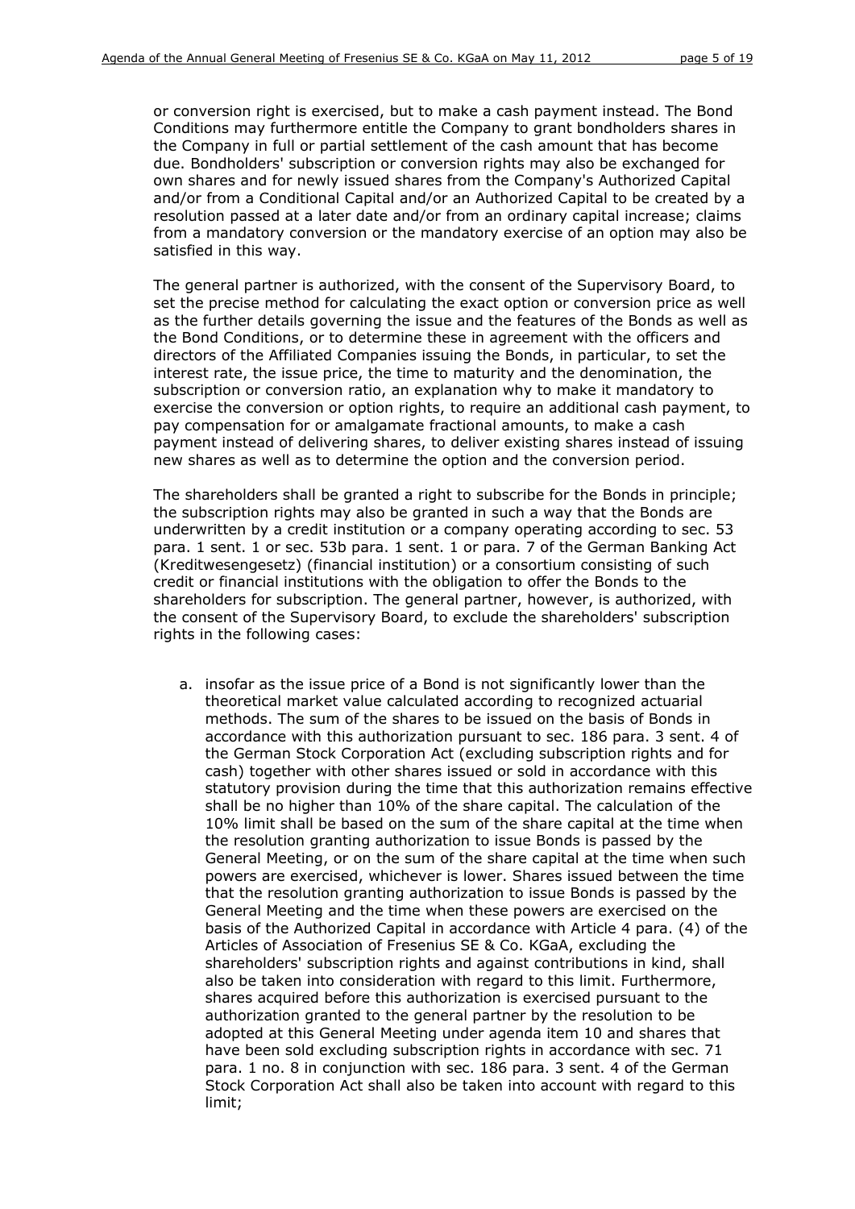or conversion right is exercised, but to make a cash payment instead. The Bond Conditions may furthermore entitle the Company to grant bondholders shares in the Company in full or partial settlement of the cash amount that has become due. Bondholders' subscription or conversion rights may also be exchanged for own shares and for newly issued shares from the Company's Authorized Capital and/or from a Conditional Capital and/or an Authorized Capital to be created by a resolution passed at a later date and/or from an ordinary capital increase; claims from a mandatory conversion or the mandatory exercise of an option may also be satisfied in this way.

The general partner is authorized, with the consent of the Supervisory Board, to set the precise method for calculating the exact option or conversion price as well as the further details governing the issue and the features of the Bonds as well as the Bond Conditions, or to determine these in agreement with the officers and directors of the Affiliated Companies issuing the Bonds, in particular, to set the interest rate, the issue price, the time to maturity and the denomination, the subscription or conversion ratio, an explanation why to make it mandatory to exercise the conversion or option rights, to require an additional cash payment, to pay compensation for or amalgamate fractional amounts, to make a cash payment instead of delivering shares, to deliver existing shares instead of issuing new shares as well as to determine the option and the conversion period.

The shareholders shall be granted a right to subscribe for the Bonds in principle; the subscription rights may also be granted in such a way that the Bonds are underwritten by a credit institution or a company operating according to sec. 53 para. 1 sent. 1 or sec. 53b para. 1 sent. 1 or para. 7 of the German Banking Act (Kreditwesengesetz) (financial institution) or a consortium consisting of such credit or financial institutions with the obligation to offer the Bonds to the shareholders for subscription. The general partner, however, is authorized, with the consent of the Supervisory Board, to exclude the shareholders' subscription rights in the following cases:

a. insofar as the issue price of a Bond is not significantly lower than the theoretical market value calculated according to recognized actuarial methods. The sum of the shares to be issued on the basis of Bonds in accordance with this authorization pursuant to sec. 186 para. 3 sent. 4 of the German Stock Corporation Act (excluding subscription rights and for cash) together with other shares issued or sold in accordance with this statutory provision during the time that this authorization remains effective shall be no higher than 10% of the share capital. The calculation of the 10% limit shall be based on the sum of the share capital at the time when the resolution granting authorization to issue Bonds is passed by the General Meeting, or on the sum of the share capital at the time when such powers are exercised, whichever is lower. Shares issued between the time that the resolution granting authorization to issue Bonds is passed by the General Meeting and the time when these powers are exercised on the basis of the Authorized Capital in accordance with Article 4 para. (4) of the Articles of Association of Fresenius SE & Co. KGaA, excluding the shareholders' subscription rights and against contributions in kind, shall also be taken into consideration with regard to this limit. Furthermore, shares acquired before this authorization is exercised pursuant to the authorization granted to the general partner by the resolution to be adopted at this General Meeting under agenda item 10 and shares that have been sold excluding subscription rights in accordance with sec. 71 para. 1 no. 8 in conjunction with sec. 186 para. 3 sent. 4 of the German Stock Corporation Act shall also be taken into account with regard to this limit;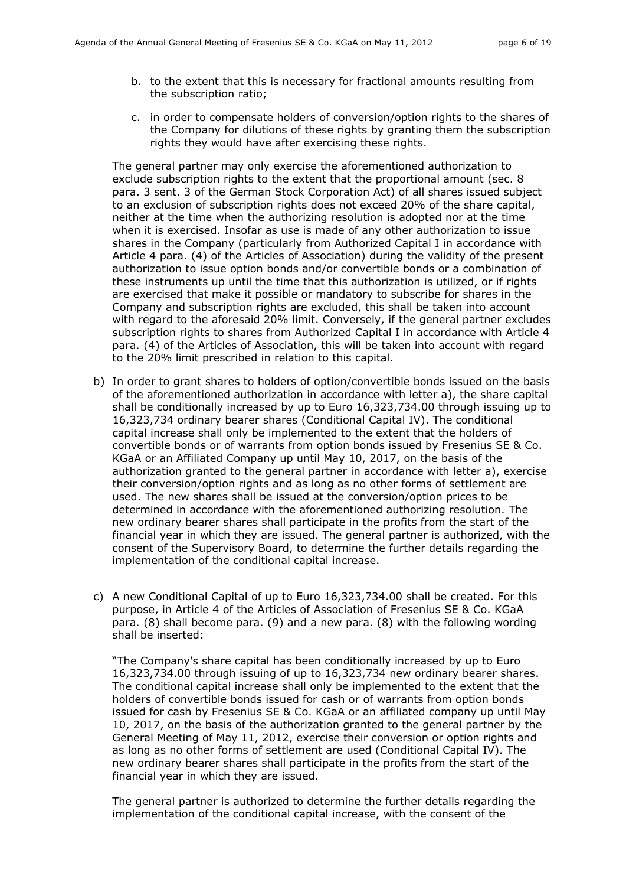b. to the extent that this is necessary for fractional amounts resulting from the subscription ratio;

c. in order to compensate holders of conversion/option rights to the shares of the Company for dilutions of these rights by granting them the subscription rights they would have after exercising these rights.

The general partner may only exercise the aforementioned authorization to exclude subscription rights to the extent that the proportional amount (sec. 8 para. 3 sent. 3 of the German Stock Corporation Act) of all shares issued subject to an exclusion of subscription rights does not exceed 20% of the share capital, neither at the time when the authorizing resolution is adopted nor at the time when it is exercised. Insofar as use is made of any other authorization to issue shares in the Company (particularly from Authorized Capital I in accordance with Article 4 para. (4) of the Articles of Association) during the validity of the present authorization to issue option bonds and/or convertible bonds or a combination of these instruments up until the time that this authorization is utilized, or if rights are exercised that make it possible or mandatory to subscribe for shares in the Company and subscription rights are excluded, this shall be taken into account with regard to the aforesaid 20% limit. Conversely, if the general partner excludes subscription rights to shares from Authorized Capital I in accordance with Article 4 para. (4) of the Articles of Association, this will be taken into account with regard to the 20% limit prescribed in relation to this capital.

b) In order to grant shares to holders of option/convertible bonds issued on the basis of the aforementioned authorization in accordance with letter a), the share capital shall be conditionally increased by up to Euro 16,323,734.00 through issuing up to 16,323,734 ordinary bearer shares (Conditional Capital IV). The conditional capital increase shall only be implemented to the extent that the holders of convertible bonds or of warrants from option bonds issued by Fresenius SE & Co. KGaA or an Affiliated Company up until May 10, 2017, on the basis of the authorization granted to the general partner in accordance with letter a), exercise their conversion/option rights and as long as no other forms of settlement are used. The new shares shall be issued at the conversion/option prices to be determined in accordance with the aforementioned authorizing resolution. The new ordinary bearer shares shall participate in the profits from the start of the financial year in which they are issued. The general partner is authorized, with the consent of the Supervisory Board, to determine the further details regarding the implementation of the conditional capital increase.

c) A new Conditional Capital of up to Euro 16,323,734.00 shall be created. For this purpose, in Article 4 of the Articles of Association of Fresenius SE & Co. KGaA para. (8) shall become para. (9) and a new para. (8) with the following wording shall be inserted:

"The Company's share capital has been conditionally increased by up to Euro 16,323,734.00 through issuing of up to 16,323,734 new ordinary bearer shares. The conditional capital increase shall only be implemented to the extent that the holders of convertible bonds issued for cash or of warrants from option bonds issued for cash by Fresenius SE & Co. KGaA or an affiliated company up until May 10, 2017, on the basis of the authorization granted to the general partner by the General Meeting of May 11, 2012, exercise their conversion or option rights and as long as no other forms of settlement are used (Conditional Capital IV). The new ordinary bearer shares shall participate in the profits from the start of the financial year in which they are issued.

The general partner is authorized to determine the further details regarding the implementation of the conditional capital increase, with the consent of the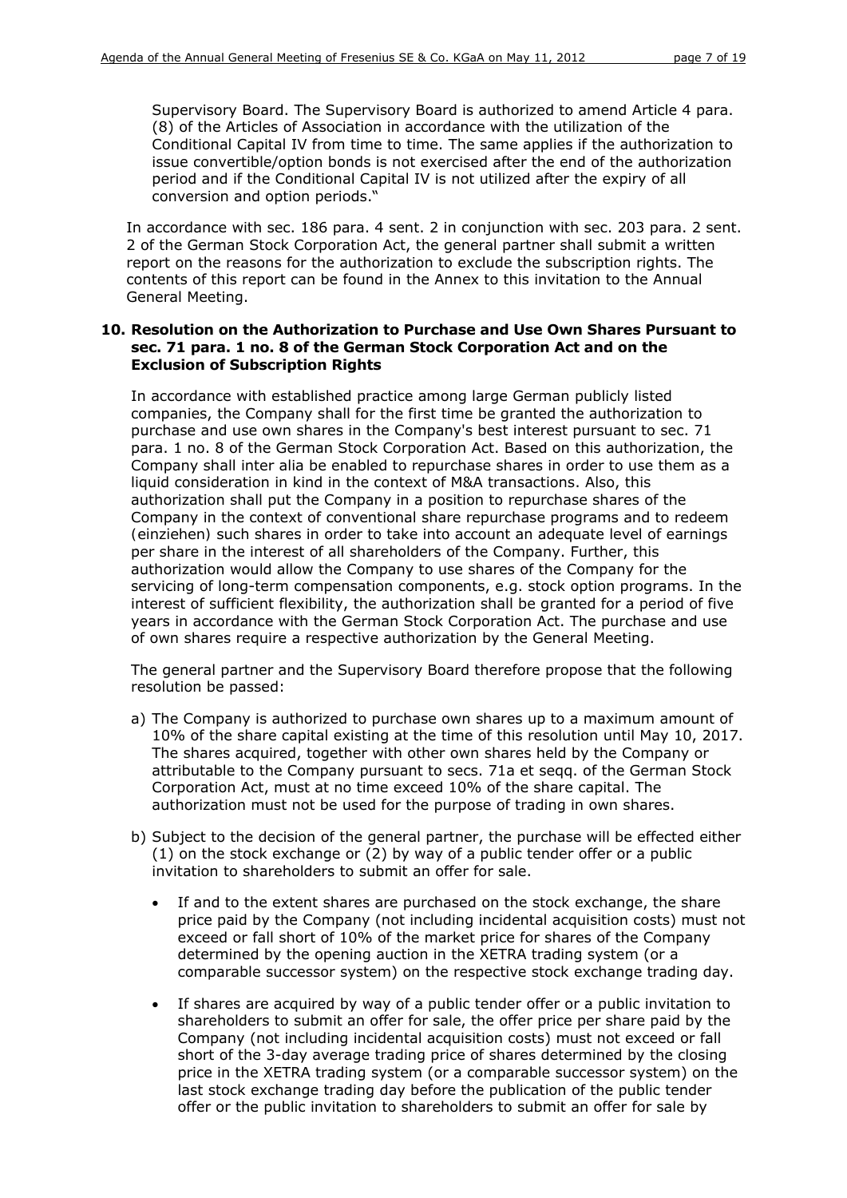Supervisory Board. The Supervisory Board is authorized to amend Article 4 para. (8) of the Articles of Association in accordance with the utilization of the Conditional Capital IV from time to time. The same applies if the authorization to issue convertible/option bonds is not exercised after the end of the authorization period and if the Conditional Capital IV is not utilized after the expiry of all conversion and option periods."

In accordance with sec. 186 para. 4 sent. 2 in conjunction with sec. 203 para. 2 sent. 2 of the German Stock Corporation Act, the general partner shall submit a written report on the reasons for the authorization to exclude the subscription rights. The contents of this report can be found in the Annex to this invitation to the Annual General Meeting.

**10. Resolution on the Authorization to Purchase and Use Own Shares Pursuant to sec. 71 para. 1 no. 8 of the German Stock Corporation Act and on the Exclusion of Subscription Rights**

In accordance with established practice among large German publicly listed companies, the Company shall for the first time be granted the authorization to purchase and use own shares in the Company's best interest pursuant to sec. 71 para. 1 no. 8 of the German Stock Corporation Act. Based on this authorization, the Company shall inter alia be enabled to repurchase shares in order to use them as a liquid consideration in kind in the context of M&A transactions. Also, this authorization shall put the Company in a position to repurchase shares of the Company in the context of conventional share repurchase programs and to redeem (einziehen) such shares in order to take into account an adequate level of earnings per share in the interest of all shareholders of the Company. Further, this authorization would allow the Company to use shares of the Company for the servicing of long-term compensation components, e.g. stock option programs. In the interest of sufficient flexibility, the authorization shall be granted for a period of five years in accordance with the German Stock Corporation Act. The purchase and use of own shares require a respective authorization by the General Meeting.

The general partner and the Supervisory Board therefore propose that the following resolution be passed:

a) The Company is authorized to purchase own shares up to a maximum amount of 10% of the share capital existing at the time of this resolution until May 10, 2017. The shares acquired, together with other own shares held by the Company or attributable to the Company pursuant to secs. 71a et seqq. of the German Stock Corporation Act, must at no time exceed 10% of the share capital. The authorization must not be used for the purpose of trading in own shares.

b) Subject to the decision of the general partner, the purchase will be effected either (1) on the stock exchange or (2) by way of a public tender offer or a public invitation to shareholders to submit an offer for sale.

- If and to the extent shares are purchased on the stock exchange, the share price paid by the Company (not including incidental acquisition costs) must not exceed or fall short of 10% of the market price for shares of the Company determined by the opening auction in the XETRA trading system (or a comparable successor system) on the respective stock exchange trading day.
- If shares are acquired by way of a public tender offer or a public invitation to shareholders to submit an offer for sale, the offer price per share paid by the Company (not including incidental acquisition costs) must not exceed or fall short of the 3-day average trading price of shares determined by the closing price in the XETRA trading system (or a comparable successor system) on the last stock exchange trading day before the publication of the public tender offer or the public invitation to shareholders to submit an offer for sale by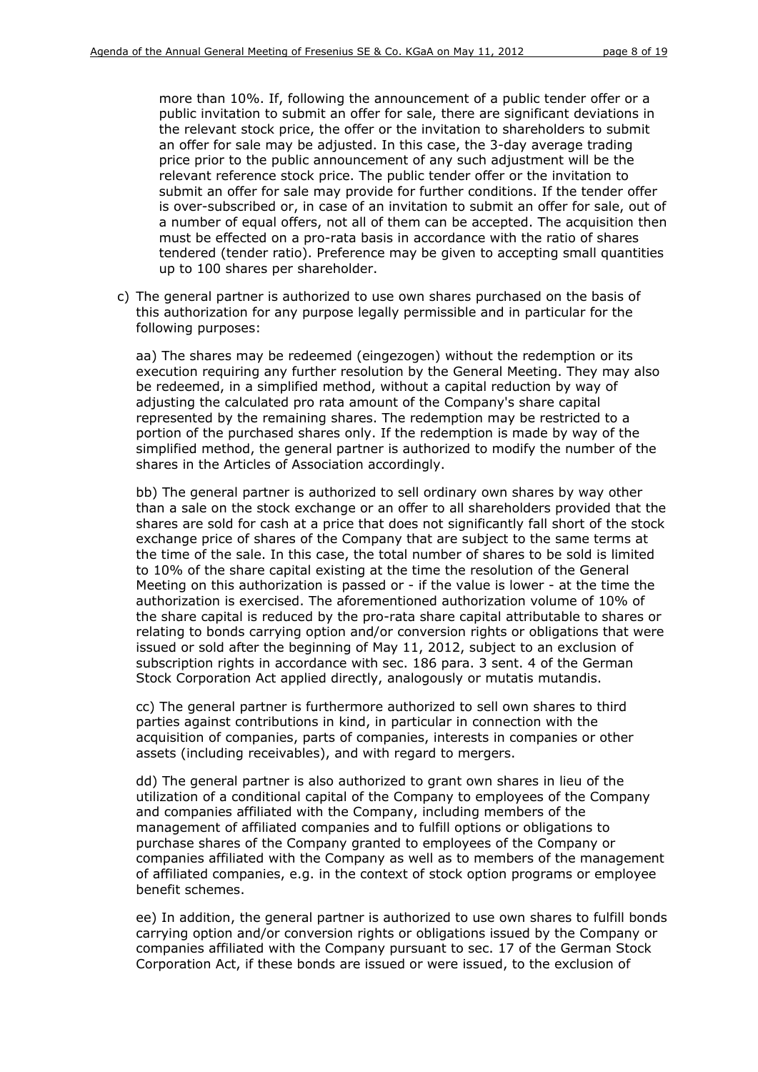more than 10%. If, following the announcement of a public tender offer or a public invitation to submit an offer for sale, there are significant deviations in the relevant stock price, the offer or the invitation to shareholders to submit an offer for sale may be adjusted. In this case, the 3-day average trading price prior to the public announcement of any such adjustment will be the relevant reference stock price. The public tender offer or the invitation to submit an offer for sale may provide for further conditions. If the tender offer is over-subscribed or, in case of an invitation to submit an offer for sale, out of a number of equal offers, not all of them can be accepted. The acquisition then must be effected on a pro-rata basis in accordance with the ratio of shares tendered (tender ratio). Preference may be given to accepting small quantities up to 100 shares per shareholder.

c) The general partner is authorized to use own shares purchased on the basis of this authorization for any purpose legally permissible and in particular for the following purposes:

aa) The shares may be redeemed (eingezogen) without the redemption or its execution requiring any further resolution by the General Meeting. They may also be redeemed, in a simplified method, without a capital reduction by way of adjusting the calculated pro rata amount of the Company's share capital represented by the remaining shares. The redemption may be restricted to a portion of the purchased shares only. If the redemption is made by way of the simplified method, the general partner is authorized to modify the number of the shares in the Articles of Association accordingly.

bb) The general partner is authorized to sell ordinary own shares by way other than a sale on the stock exchange or an offer to all shareholders provided that the shares are sold for cash at a price that does not significantly fall short of the stock exchange price of shares of the Company that are subject to the same terms at the time of the sale. In this case, the total number of shares to be sold is limited to 10% of the share capital existing at the time the resolution of the General Meeting on this authorization is passed or - if the value is lower - at the time the authorization is exercised. The aforementioned authorization volume of 10% of the share capital is reduced by the pro-rata share capital attributable to shares or relating to bonds carrying option and/or conversion rights or obligations that were issued or sold after the beginning of May 11, 2012, subject to an exclusion of subscription rights in accordance with sec. 186 para. 3 sent. 4 of the German Stock Corporation Act applied directly, analogously or mutatis mutandis.

cc) The general partner is furthermore authorized to sell own shares to third parties against contributions in kind, in particular in connection with the acquisition of companies, parts of companies, interests in companies or other assets (including receivables), and with regard to mergers.

dd) The general partner is also authorized to grant own shares in lieu of the utilization of a conditional capital of the Company to employees of the Company and companies affiliated with the Company, including members of the management of affiliated companies and to fulfill options or obligations to purchase shares of the Company granted to employees of the Company or companies affiliated with the Company as well as to members of the management of affiliated companies, e.g. in the context of stock option programs or employee benefit schemes.

ee) In addition, the general partner is authorized to use own shares to fulfill bonds carrying option and/or conversion rights or obligations issued by the Company or companies affiliated with the Company pursuant to sec. 17 of the German Stock Corporation Act, if these bonds are issued or were issued, to the exclusion of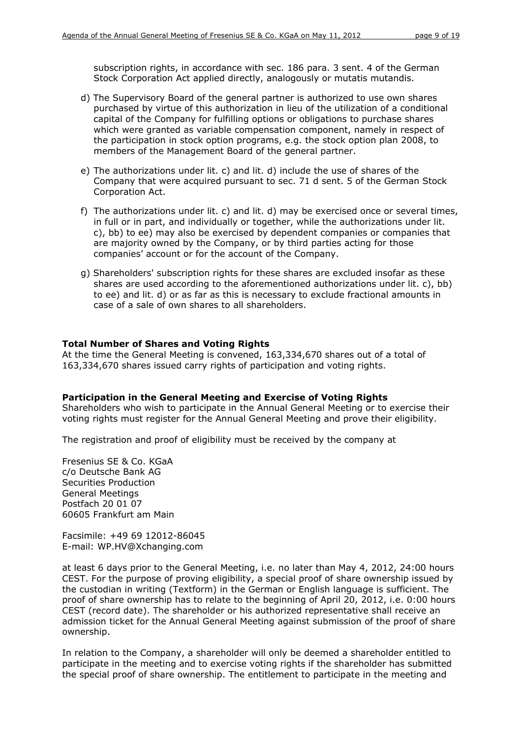subscription rights, in accordance with sec. 186 para. 3 sent. 4 of the German Stock Corporation Act applied directly, analogously or mutatis mutandis.

d) The Supervisory Board of the general partner is authorized to use own shares purchased by virtue of this authorization in lieu of the utilization of a conditional capital of the Company for fulfilling options or obligations to purchase shares which were granted as variable compensation component, namely in respect of the participation in stock option programs, e.g. the stock option plan 2008, to members of the Management Board of the general partner.

e) The authorizations under lit. c) and lit. d) include the use of shares of the Company that were acquired pursuant to sec. 71 d sent. 5 of the German Stock Corporation Act.

f) The authorizations under lit. c) and lit. d) may be exercised once or several times, in full or in part, and individually or together, while the authorizations under lit. c), bb) to ee) may also be exercised by dependent companies or companies that are majority owned by the Company, or by third parties acting for those companies' account or for the account of the Company.

g) Shareholders' subscription rights for these shares are excluded insofar as these shares are used according to the aforementioned authorizations under lit. c), bb) to ee) and lit. d) or as far as this is necessary to exclude fractional amounts in case of a sale of own shares to all shareholders.

**Total Number of Shares and Voting Rights**

At the time the General Meeting is convened, 163,334,670 shares out of a total of 163,334,670 shares issued carry rights of participation and voting rights.

**Participation in the General Meeting and Exercise of Voting Rights**

Shareholders who wish to participate in the Annual General Meeting or to exercise their voting rights must register for the Annual General Meeting and prove their eligibility.

The registration and proof of eligibility must be received by the company at

Fresenius SE & Co. KGaA
c/o Deutsche Bank AG
Securities Production
General Meetings
Postfach 20 01 07
60605 Frankfurt am Main

Facsimile: +49 69 12012-86045
E-mail: WP.HV@Xchanging.com

at least 6 days prior to the General Meeting, i.e. no later than May 4, 2012, 24:00 hours CEST. For the purpose of proving eligibility, a special proof of share ownership issued by the custodian in writing (Textform) in the German or English language is sufficient. The proof of share ownership has to relate to the beginning of April 20, 2012, i.e. 0:00 hours CEST (record date). The shareholder or his authorized representative shall receive an admission ticket for the Annual General Meeting against submission of the proof of share ownership.

In relation to the Company, a shareholder will only be deemed a shareholder entitled to participate in the meeting and to exercise voting rights if the shareholder has submitted the special proof of share ownership. The entitlement to participate in the meeting and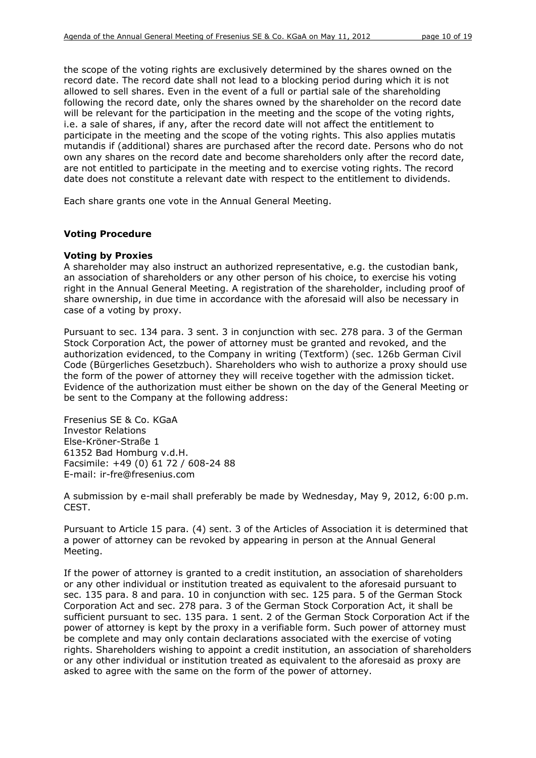the scope of the voting rights are exclusively determined by the shares owned on the record date. The record date shall not lead to a blocking period during which it is not allowed to sell shares. Even in the event of a full or partial sale of the shareholding following the record date, only the shares owned by the shareholder on the record date will be relevant for the participation in the meeting and the scope of the voting rights, i.e. a sale of shares, if any, after the record date will not affect the entitlement to participate in the meeting and the scope of the voting rights. This also applies mutatis mutandis if (additional) shares are purchased after the record date. Persons who do not own any shares on the record date and become shareholders only after the record date, are not entitled to participate in the meeting and to exercise voting rights. The record date does not constitute a relevant date with respect to the entitlement to dividends.

Each share grants one vote in the Annual General Meeting.

## Voting Procedure

### Voting by Proxies

A shareholder may also instruct an authorized representative, e.g. the custodian bank, an association of shareholders or any other person of his choice, to exercise his voting right in the Annual General Meeting. A registration of the shareholder, including proof of share ownership, in due time in accordance with the aforesaid will also be necessary in case of a voting by proxy.

Pursuant to sec. 134 para. 3 sent. 3 in conjunction with sec. 278 para. 3 of the German Stock Corporation Act, the power of attorney must be granted and revoked, and the authorization evidenced, to the Company in writing (Textform) (sec. 126b German Civil Code (Bürgerliches Gesetzbuch). Shareholders who wish to authorize a proxy should use the form of the power of attorney they will receive together with the admission ticket. Evidence of the authorization must either be shown on the day of the General Meeting or be sent to the Company at the following address:

Fresenius SE & Co. KGaA
Investor Relations
Else-Kröner-Straße 1
61352 Bad Homburg v.d.H.
Facsimile: +49 (0) 61 72 / 608-24 88
E-mail: ir-fre@fresenius.com

A submission by e-mail shall preferably be made by Wednesday, May 9, 2012, 6:00 p.m. CEST.

Pursuant to Article 15 para. (4) sent. 3 of the Articles of Association it is determined that a power of attorney can be revoked by appearing in person at the Annual General Meeting.

If the power of attorney is granted to a credit institution, an association of shareholders or any other individual or institution treated as equivalent to the aforesaid pursuant to sec. 135 para. 8 and para. 10 in conjunction with sec. 125 para. 5 of the German Stock Corporation Act and sec. 278 para. 3 of the German Stock Corporation Act, it shall be sufficient pursuant to sec. 135 para. 1 sent. 2 of the German Stock Corporation Act if the power of attorney is kept by the proxy in a verifiable form. Such power of attorney must be complete and may only contain declarations associated with the exercise of voting rights. Shareholders wishing to appoint a credit institution, an association of shareholders or any other individual or institution treated as equivalent to the aforesaid as proxy are asked to agree with the same on the form of the power of attorney.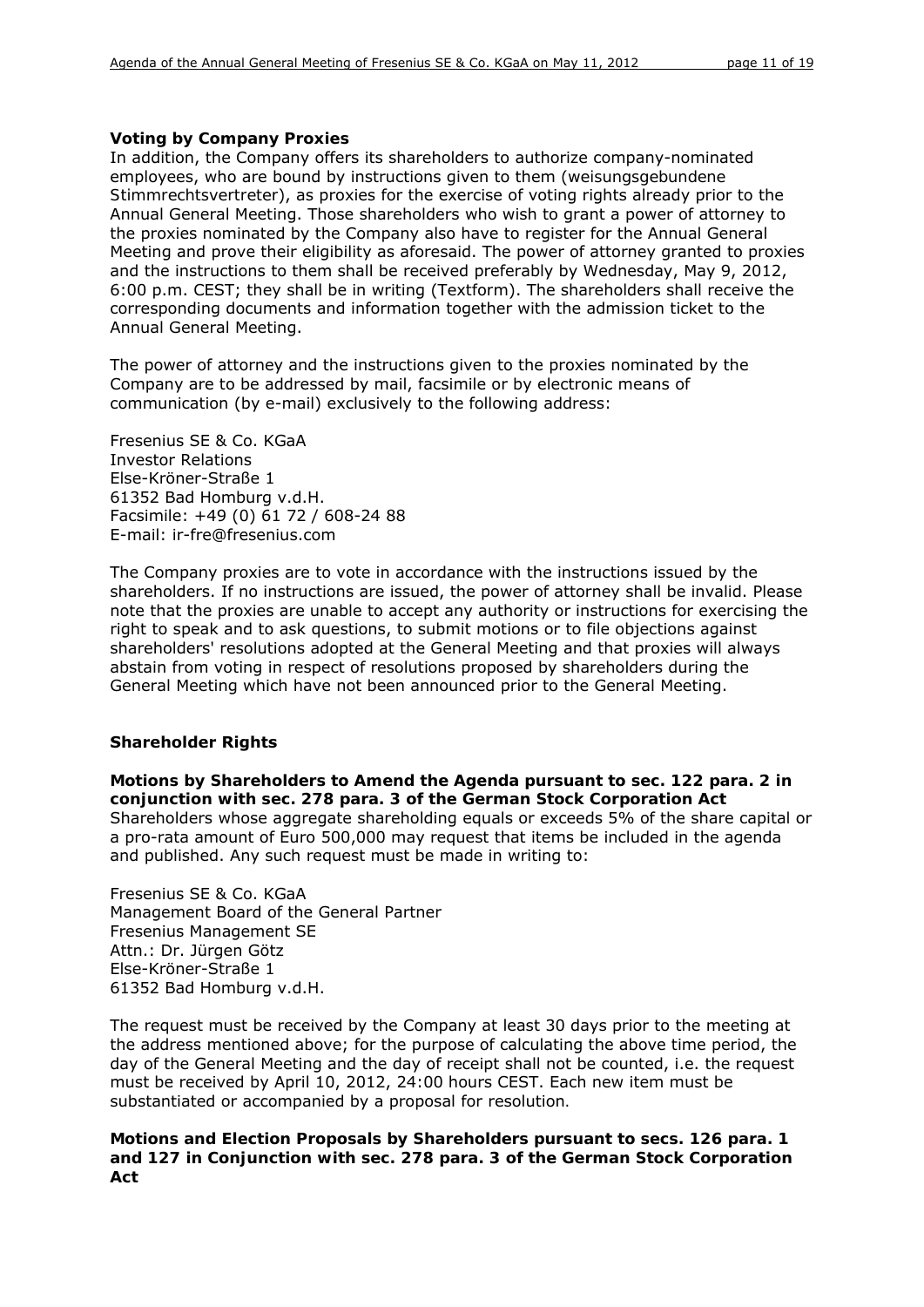**Voting by Company Proxies**

In addition, the Company offers its shareholders to authorize company-nominated employees, who are bound by instructions given to them (*weisungsgebundene Stimmrechtsvertreter*), as proxies for the exercise of voting rights already prior to the Annual General Meeting. Those shareholders who wish to grant a power of attorney to the proxies nominated by the Company also have to register for the Annual General Meeting and prove their eligibility as aforesaid. The power of attorney granted to proxies and the instructions to them shall be received preferably by Wednesday, May 9, 2012, 6:00 p.m. CEST; they shall be in writing (*Textform*). The shareholders shall receive the corresponding documents and information together with the admission ticket to the Annual General Meeting.

The power of attorney and the instructions given to the proxies nominated by the Company are to be addressed by mail, facsimile or by electronic means of communication (by e-mail) exclusively to the following address:

Fresenius SE & Co. KGaA
Investor Relations
Else-Kröner-Straße 1
61352 Bad Homburg v.d.H.
Facsimile: +49 (0) 61 72 / 608-24 88
E-mail: ir-fre@fresenius.com

The Company proxies are to vote in accordance with the instructions issued by the shareholders. If no instructions are issued, the power of attorney shall be invalid. Please note that the proxies are unable to accept any authority or instructions for exercising the right to speak and to ask questions, to submit motions or to file objections against shareholders' resolutions adopted at the General Meeting and that proxies will always abstain from voting in respect of resolutions proposed by shareholders during the General Meeting which have not been announced prior to the General Meeting.

## Shareholder Rights

**Motions by Shareholders to Amend the Agenda pursuant to sec. 122 para. 2 in conjunction with sec. 278 para. 3 of the German Stock Corporation Act**

Shareholders whose aggregate shareholding equals or exceeds 5% of the share capital or a pro-rata amount of Euro 500,000 may request that items be included in the agenda and published. Any such request must be made in writing to:

Fresenius SE & Co. KGaA
Management Board of the General Partner
Fresenius Management SE
Attn.: Dr. Jürgen Götz
Else-Kröner-Straße 1
61352 Bad Homburg v.d.H.

The request must be received by the Company at least 30 days prior to the meeting at the address mentioned above; for the purpose of calculating the above time period, the day of the General Meeting and the day of receipt shall not be counted, i.e. the request must be received by April 10, 2012, 24:00 hours CEST. Each new item must be substantiated or accompanied by a proposal for resolution.

**Motions and Election Proposals by Shareholders pursuant to secs. 126 para. 1 and 127 in Conjunction with sec. 278 para. 3 of the German Stock Corporation Act**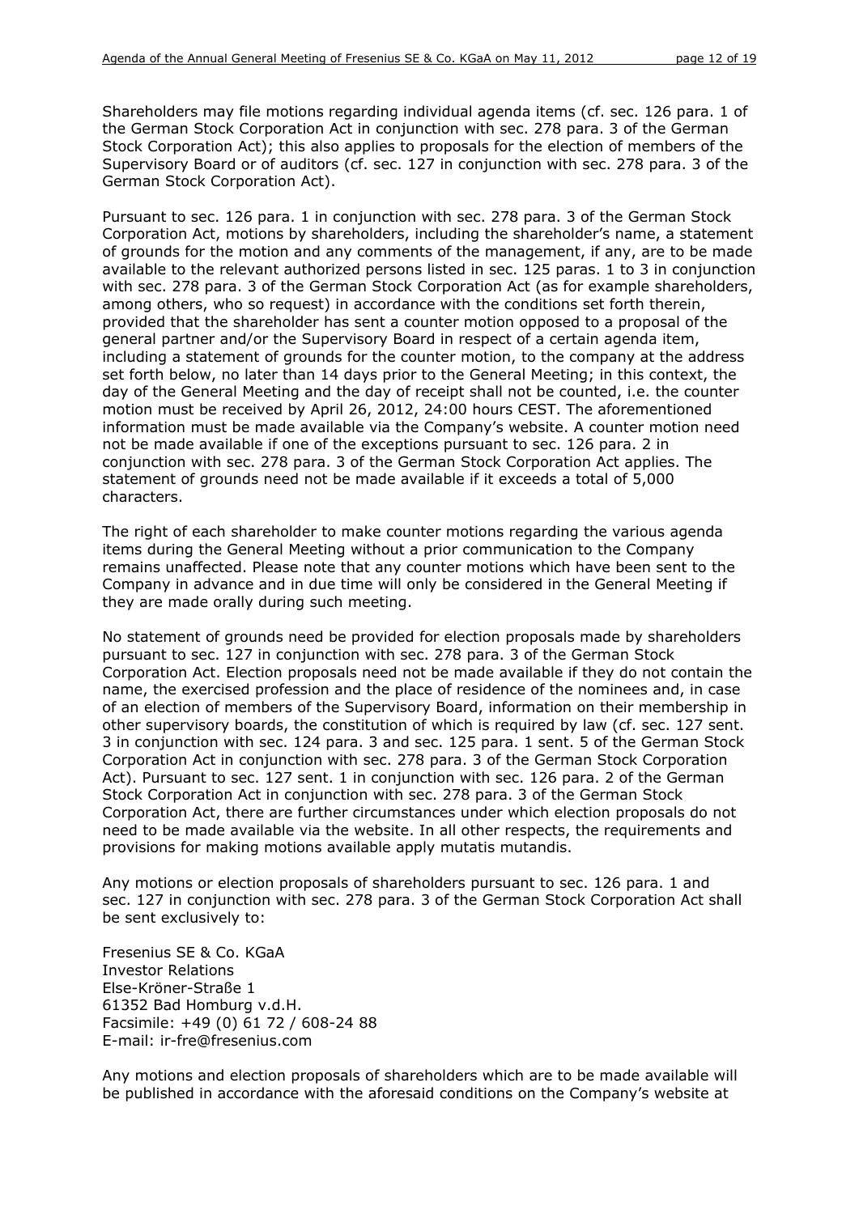Shareholders may file motions regarding individual agenda items (cf. sec. 126 para. 1 of the German Stock Corporation Act in conjunction with sec. 278 para. 3 of the German Stock Corporation Act); this also applies to proposals for the election of members of the Supervisory Board or of auditors (cf. sec. 127 in conjunction with sec. 278 para. 3 of the German Stock Corporation Act).

Pursuant to sec. 126 para. 1 in conjunction with sec. 278 para. 3 of the German Stock Corporation Act, motions by shareholders, including the shareholder's name, a statement of grounds for the motion and any comments of the management, if any, are to be made available to the relevant authorized persons listed in sec. 125 paras. 1 to 3 in conjunction with sec. 278 para. 3 of the German Stock Corporation Act (as for example shareholders, among others, who so request) in accordance with the conditions set forth therein, provided that the shareholder has sent a counter motion opposed to a proposal of the general partner and/or the Supervisory Board in respect of a certain agenda item, including a statement of grounds for the counter motion, to the company at the address set forth below, no later than 14 days prior to the General Meeting; in this context, the day of the General Meeting and the day of receipt shall not be counted, i.e. the counter motion must be received by April 26, 2012, 24:00 hours CEST. The aforementioned information must be made available via the Company's website. A counter motion need not be made available if one of the exceptions pursuant to sec. 126 para. 2 in conjunction with sec. 278 para. 3 of the German Stock Corporation Act applies. The statement of grounds need not be made available if it exceeds a total of 5,000 characters.

The right of each shareholder to make counter motions regarding the various agenda items during the General Meeting without a prior communication to the Company remains unaffected. Please note that any counter motions which have been sent to the Company in advance and in due time will only be considered in the General Meeting if they are made orally during such meeting.

No statement of grounds need be provided for election proposals made by shareholders pursuant to sec. 127 in conjunction with sec. 278 para. 3 of the German Stock Corporation Act. Election proposals need not be made available if they do not contain the name, the exercised profession and the place of residence of the nominees and, in case of an election of members of the Supervisory Board, information on their membership in other supervisory boards, the constitution of which is required by law (cf. sec. 127 sent. 3 in conjunction with sec. 124 para. 3 and sec. 125 para. 1 sent. 5 of the German Stock Corporation Act in conjunction with sec. 278 para. 3 of the German Stock Corporation Act). Pursuant to sec. 127 sent. 1 in conjunction with sec. 126 para. 2 of the German Stock Corporation Act in conjunction with sec. 278 para. 3 of the German Stock Corporation Act, there are further circumstances under which election proposals do not need to be made available via the website. In all other respects, the requirements and provisions for making motions available apply mutatis mutandis.

Any motions or election proposals of shareholders pursuant to sec. 126 para. 1 and sec. 127 in conjunction with sec. 278 para. 3 of the German Stock Corporation Act shall be sent exclusively to:

Fresenius SE & Co. KGaA
Investor Relations
Else-Kröner-Straße 1
61352 Bad Homburg v.d.H.
Facsimile: +49 (0) 61 72 / 608-24 88
E-mail: ir-fre@fresenius.com

Any motions and election proposals of shareholders which are to be made available will be published in accordance with the aforesaid conditions on the Company's website at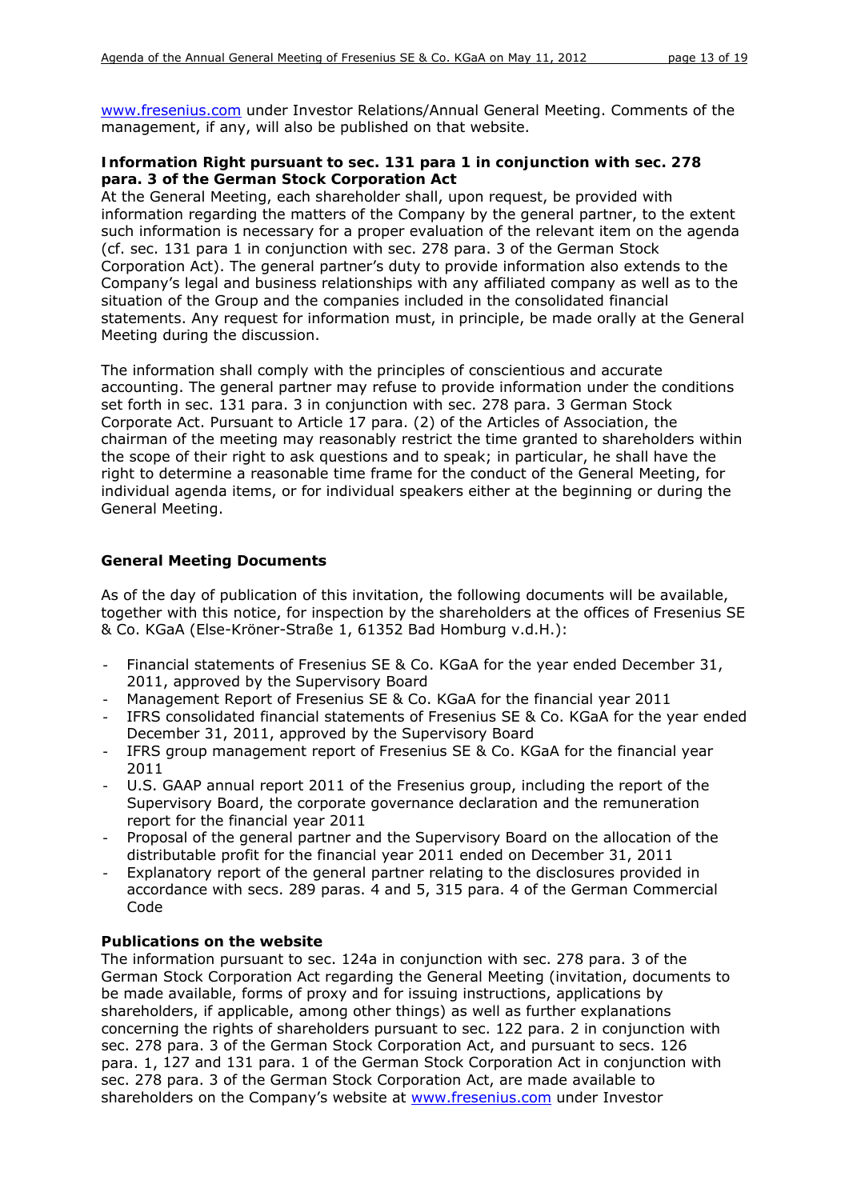www.fresenius.com under Investor Relations/Annual General Meeting. Comments of the management, if any, will also be published on that website.

**Information Right pursuant to sec. 131 para 1 in conjunction with sec. 278 para. 3 of the German Stock Corporation Act**

At the General Meeting, each shareholder shall, upon request, be provided with information regarding the matters of the Company by the general partner, to the extent such information is necessary for a proper evaluation of the relevant item on the agenda (cf. sec. 131 para 1 in conjunction with sec. 278 para. 3 of the German Stock Corporation Act). The general partner's duty to provide information also extends to the Company's legal and business relationships with any affiliated company as well as to the situation of the Group and the companies included in the consolidated financial statements. Any request for information must, in principle, be made orally at the General Meeting during the discussion.

The information shall comply with the principles of conscientious and accurate accounting. The general partner may refuse to provide information under the conditions set forth in sec. 131 para. 3 in conjunction with sec. 278 para. 3 German Stock Corporate Act. Pursuant to Article 17 para. (2) of the Articles of Association, the chairman of the meeting may reasonably restrict the time granted to shareholders within the scope of their right to ask questions and to speak; in particular, he shall have the right to determine a reasonable time frame for the conduct of the General Meeting, for individual agenda items, or for individual speakers either at the beginning or during the General Meeting.

**General Meeting Documents**

As of the day of publication of this invitation, the following documents will be available, together with this notice, for inspection by the shareholders at the offices of Fresenius SE & Co. KGaA (Else-Kröner-Straße 1, 61352 Bad Homburg v.d.H.):

- Financial statements of Fresenius SE & Co. KGaA for the year ended December 31, 2011, approved by the Supervisory Board
- Management Report of Fresenius SE & Co. KGaA for the financial year 2011
- IFRS consolidated financial statements of Fresenius SE & Co. KGaA for the year ended December 31, 2011, approved by the Supervisory Board
- IFRS group management report of Fresenius SE & Co. KGaA for the financial year 2011
- U.S. GAAP annual report 2011 of the Fresenius group, including the report of the Supervisory Board, the corporate governance declaration and the remuneration report for the financial year 2011
- Proposal of the general partner and the Supervisory Board on the allocation of the distributable profit for the financial year 2011 ended on December 31, 2011
- Explanatory report of the general partner relating to the disclosures provided in accordance with secs. 289 paras. 4 and 5, 315 para. 4 of the German Commercial Code

**Publications on the website**

The information pursuant to sec. 124a in conjunction with sec. 278 para. 3 of the German Stock Corporation Act regarding the General Meeting (invitation, documents to be made available, forms of proxy and for issuing instructions, applications by shareholders, if applicable, among other things) as well as further explanations concerning the rights of shareholders pursuant to sec. 122 para. 2 in conjunction with sec. 278 para. 3 of the German Stock Corporation Act, and pursuant to secs. 126 para. 1, 127 and 131 para. 1 of the German Stock Corporation Act in conjunction with sec. 278 para. 3 of the German Stock Corporation Act, are made available to shareholders on the Company's website at www.fresenius.com under Investor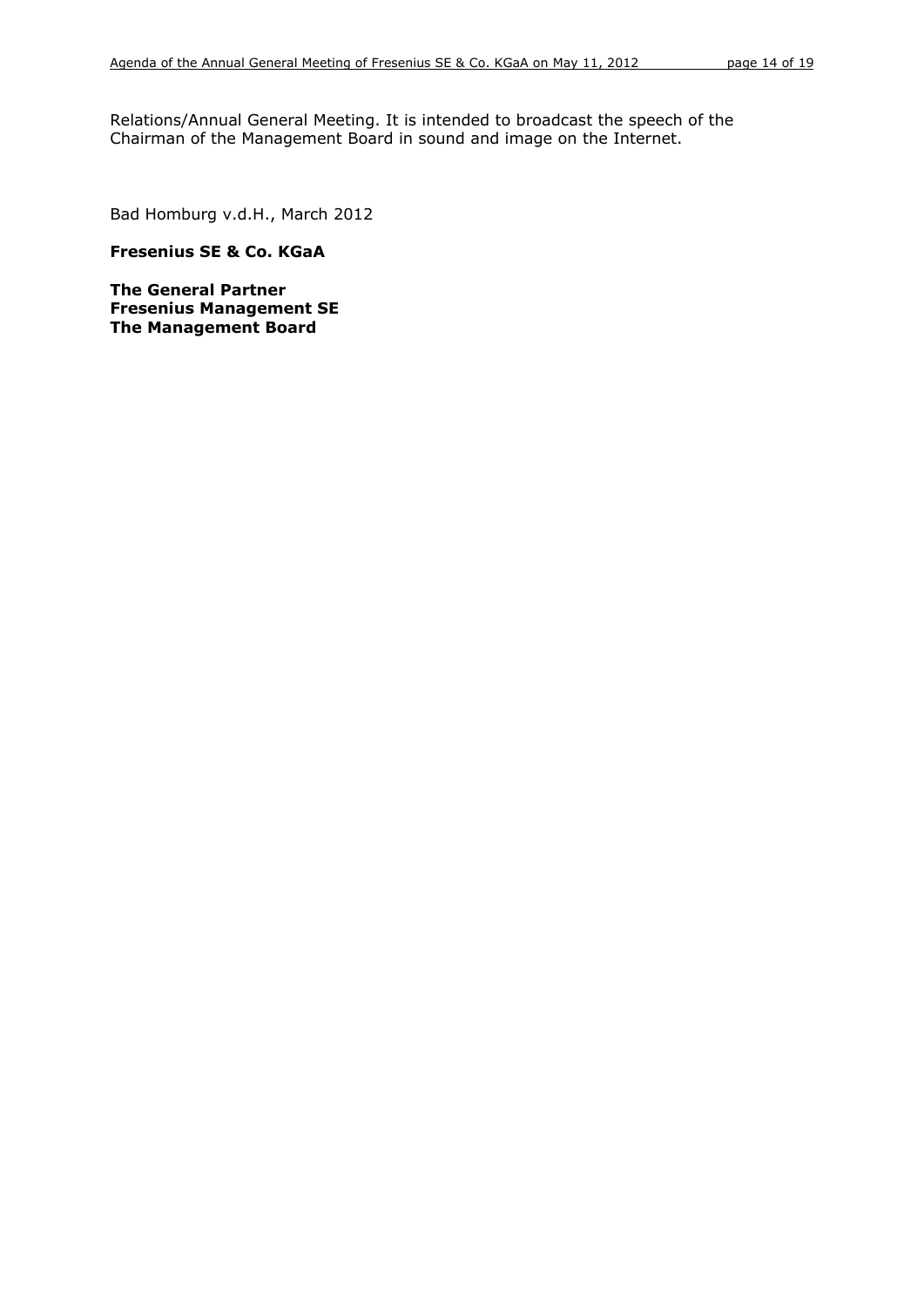Relations/Annual General Meeting. It is intended to broadcast the speech of the Chairman of the Management Board in sound and image on the Internet.

Bad Homburg v.d.H., March 2012

**Fresenius SE & Co. KGaA**

**The General Partner**
**Fresenius Management SE**
**The Management Board**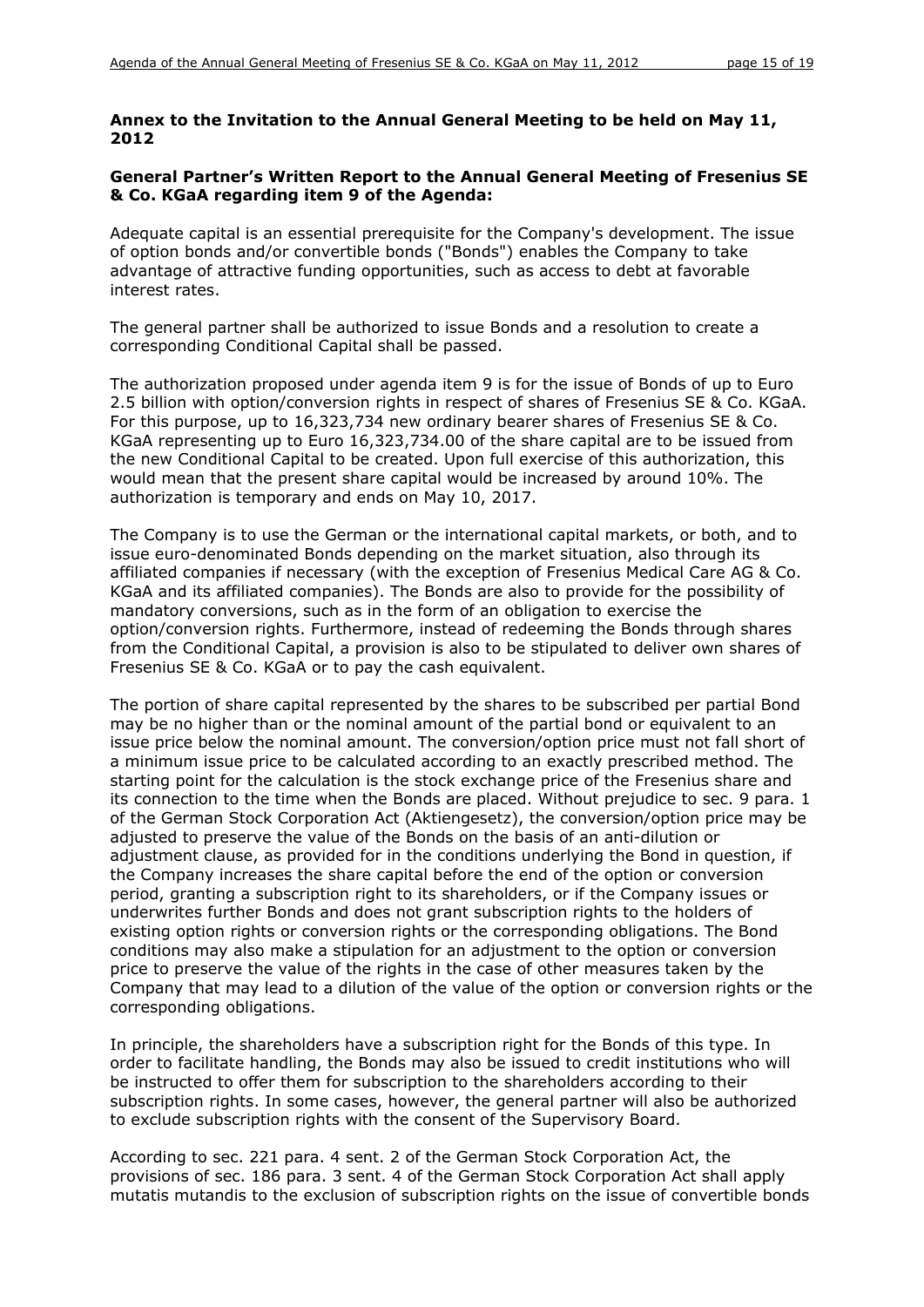**Annex to the Invitation to the Annual General Meeting to be held on May 11, 2012**

**General Partner's Written Report to the Annual General Meeting of Fresenius SE & Co. KGaA regarding item 9 of the Agenda:**

Adequate capital is an essential prerequisite for the Company's development. The issue of option bonds and/or convertible bonds ("Bonds") enables the Company to take advantage of attractive funding opportunities, such as access to debt at favorable interest rates.

The general partner shall be authorized to issue Bonds and a resolution to create a corresponding Conditional Capital shall be passed.

The authorization proposed under agenda item 9 is for the issue of Bonds of up to Euro 2.5 billion with option/conversion rights in respect of shares of Fresenius SE & Co. KGaA. For this purpose, up to 16,323,734 new ordinary bearer shares of Fresenius SE & Co. KGaA representing up to Euro 16,323,734.00 of the share capital are to be issued from the new Conditional Capital to be created. Upon full exercise of this authorization, this would mean that the present share capital would be increased by around 10%. The authorization is temporary and ends on May 10, 2017.

The Company is to use the German or the international capital markets, or both, and to issue euro-denominated Bonds depending on the market situation, also through its affiliated companies if necessary (with the exception of Fresenius Medical Care AG & Co. KGaA and its affiliated companies). The Bonds are also to provide for the possibility of mandatory conversions, such as in the form of an obligation to exercise the option/conversion rights. Furthermore, instead of redeeming the Bonds through shares from the Conditional Capital, a provision is also to be stipulated to deliver own shares of Fresenius SE & Co. KGaA or to pay the cash equivalent.

The portion of share capital represented by the shares to be subscribed per partial Bond may be no higher than or the nominal amount of the partial bond or equivalent to an issue price below the nominal amount. The conversion/option price must not fall short of a minimum issue price to be calculated according to an exactly prescribed method. The starting point for the calculation is the stock exchange price of the Fresenius share and its connection to the time when the Bonds are placed. Without prejudice to sec. 9 para. 1 of the German Stock Corporation Act (Aktiengesetz), the conversion/option price may be adjusted to preserve the value of the Bonds on the basis of an anti-dilution or adjustment clause, as provided for in the conditions underlying the Bond in question, if the Company increases the share capital before the end of the option or conversion period, granting a subscription right to its shareholders, or if the Company issues or underwrites further Bonds and does not grant subscription rights to the holders of existing option rights or conversion rights or the corresponding obligations. The Bond conditions may also make a stipulation for an adjustment to the option or conversion price to preserve the value of the rights in the case of other measures taken by the Company that may lead to a dilution of the value of the option or conversion rights or the corresponding obligations.

In principle, the shareholders have a subscription right for the Bonds of this type. In order to facilitate handling, the Bonds may also be issued to credit institutions who will be instructed to offer them for subscription to the shareholders according to their subscription rights. In some cases, however, the general partner will also be authorized to exclude subscription rights with the consent of the Supervisory Board.

According to sec. 221 para. 4 sent. 2 of the German Stock Corporation Act, the provisions of sec. 186 para. 3 sent. 4 of the German Stock Corporation Act shall apply mutatis mutandis to the exclusion of subscription rights on the issue of convertible bonds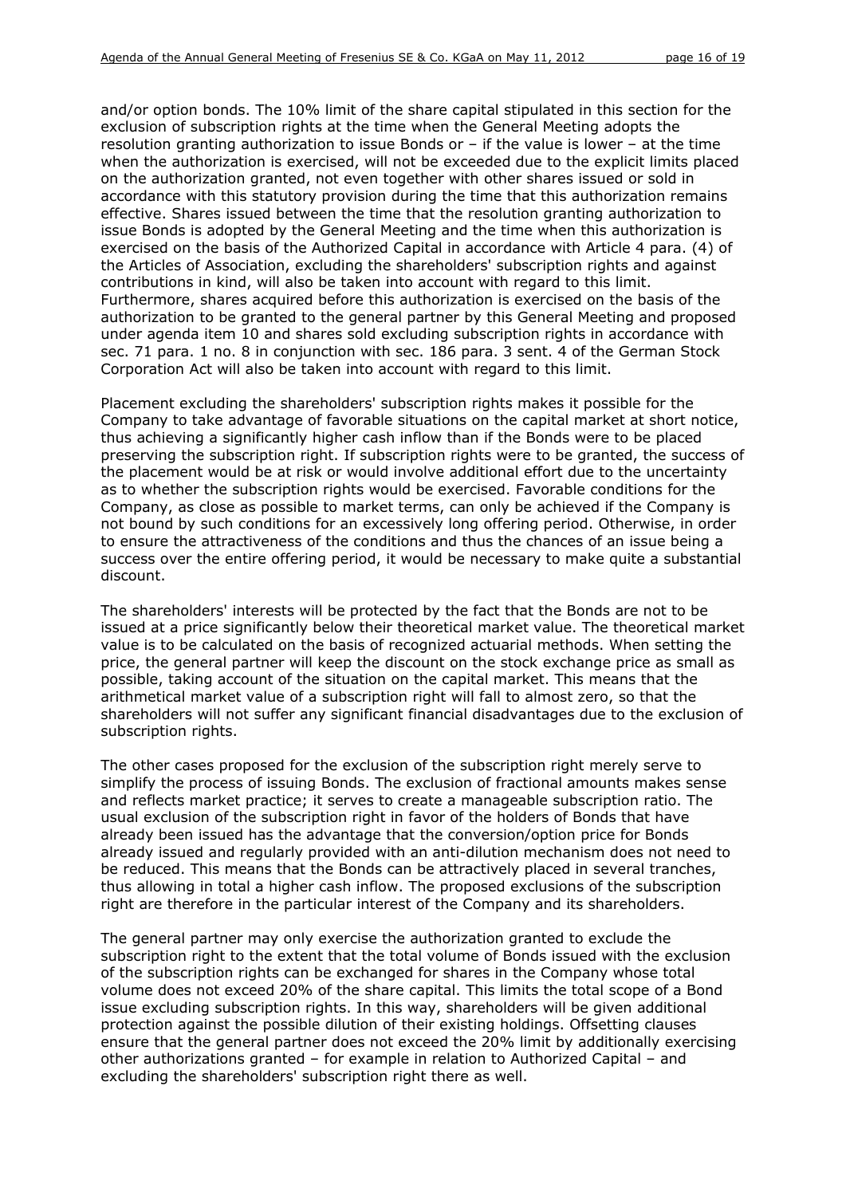and/or option bonds. The 10% limit of the share capital stipulated in this section for the exclusion of subscription rights at the time when the General Meeting adopts the resolution granting authorization to issue Bonds or – if the value is lower – at the time when the authorization is exercised, will not be exceeded due to the explicit limits placed on the authorization granted, not even together with other shares issued or sold in accordance with this statutory provision during the time that this authorization remains effective. Shares issued between the time that the resolution granting authorization to issue Bonds is adopted by the General Meeting and the time when this authorization is exercised on the basis of the Authorized Capital in accordance with Article 4 para. (4) of the Articles of Association, excluding the shareholders' subscription rights and against contributions in kind, will also be taken into account with regard to this limit. Furthermore, shares acquired before this authorization is exercised on the basis of the authorization to be granted to the general partner by this General Meeting and proposed under agenda item 10 and shares sold excluding subscription rights in accordance with sec. 71 para. 1 no. 8 in conjunction with sec. 186 para. 3 sent. 4 of the German Stock Corporation Act will also be taken into account with regard to this limit.

Placement excluding the shareholders' subscription rights makes it possible for the Company to take advantage of favorable situations on the capital market at short notice, thus achieving a significantly higher cash inflow than if the Bonds were to be placed preserving the subscription right. If subscription rights were to be granted, the success of the placement would be at risk or would involve additional effort due to the uncertainty as to whether the subscription rights would be exercised. Favorable conditions for the Company, as close as possible to market terms, can only be achieved if the Company is not bound by such conditions for an excessively long offering period. Otherwise, in order to ensure the attractiveness of the conditions and thus the chances of an issue being a success over the entire offering period, it would be necessary to make quite a substantial discount.

The shareholders' interests will be protected by the fact that the Bonds are not to be issued at a price significantly below their theoretical market value. The theoretical market value is to be calculated on the basis of recognized actuarial methods. When setting the price, the general partner will keep the discount on the stock exchange price as small as possible, taking account of the situation on the capital market. This means that the arithmetical market value of a subscription right will fall to almost zero, so that the shareholders will not suffer any significant financial disadvantages due to the exclusion of subscription rights.

The other cases proposed for the exclusion of the subscription right merely serve to simplify the process of issuing Bonds. The exclusion of fractional amounts makes sense and reflects market practice; it serves to create a manageable subscription ratio. The usual exclusion of the subscription right in favor of the holders of Bonds that have already been issued has the advantage that the conversion/option price for Bonds already issued and regularly provided with an anti-dilution mechanism does not need to be reduced. This means that the Bonds can be attractively placed in several tranches, thus allowing in total a higher cash inflow. The proposed exclusions of the subscription right are therefore in the particular interest of the Company and its shareholders.

The general partner may only exercise the authorization granted to exclude the subscription right to the extent that the total volume of Bonds issued with the exclusion of the subscription rights can be exchanged for shares in the Company whose total volume does not exceed 20% of the share capital. This limits the total scope of a Bond issue excluding subscription rights. In this way, shareholders will be given additional protection against the possible dilution of their existing holdings. Offsetting clauses ensure that the general partner does not exceed the 20% limit by additionally exercising other authorizations granted – for example in relation to Authorized Capital – and excluding the shareholders' subscription right there as well.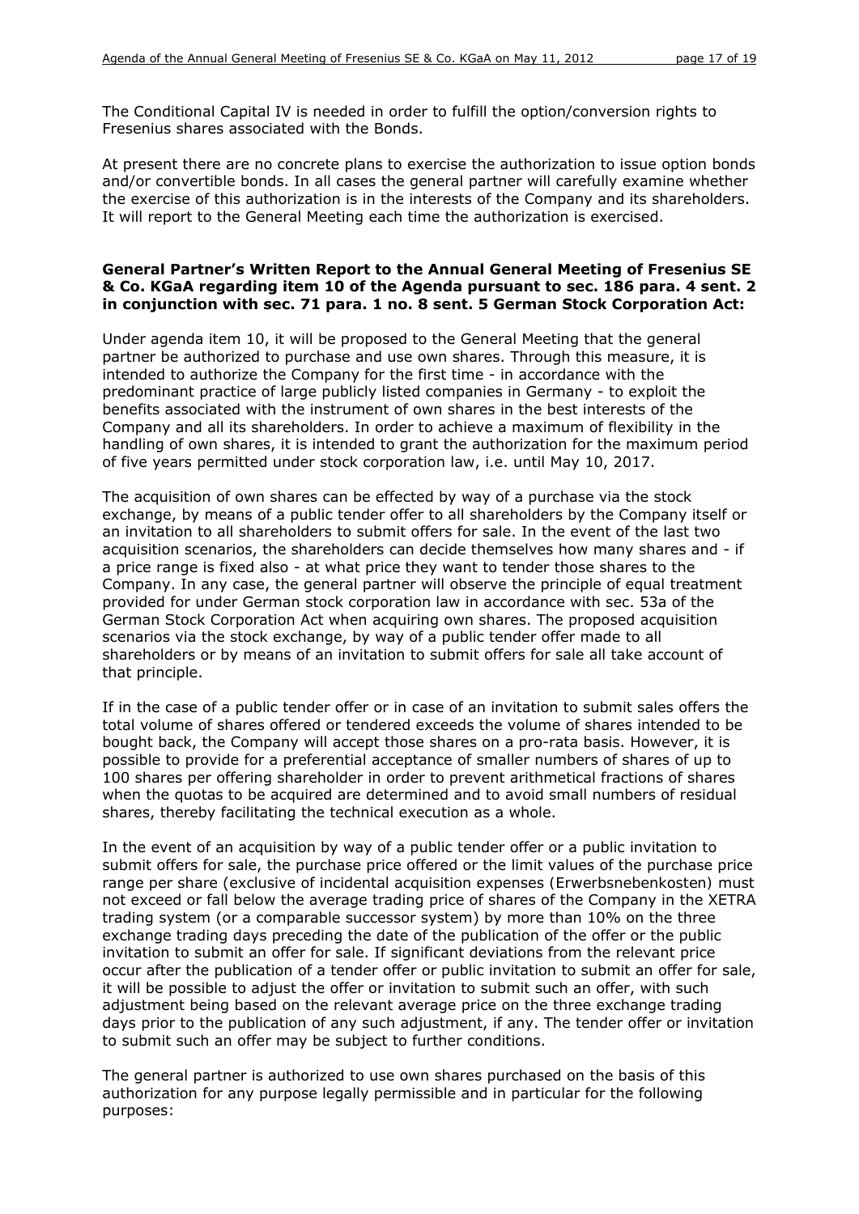The Conditional Capital IV is needed in order to fulfill the option/conversion rights to Fresenius shares associated with the Bonds.

At present there are no concrete plans to exercise the authorization to issue option bonds and/or convertible bonds. In all cases the general partner will carefully examine whether the exercise of this authorization is in the interests of the Company and its shareholders. It will report to the General Meeting each time the authorization is exercised.

**General Partner's Written Report to the Annual General Meeting of Fresenius SE & Co. KGaA regarding item 10 of the Agenda pursuant to sec. 186 para. 4 sent. 2 in conjunction with sec. 71 para. 1 no. 8 sent. 5 German Stock Corporation Act:**

Under agenda item 10, it will be proposed to the General Meeting that the general partner be authorized to purchase and use own shares. Through this measure, it is intended to authorize the Company for the first time - in accordance with the predominant practice of large publicly listed companies in Germany - to exploit the benefits associated with the instrument of own shares in the best interests of the Company and all its shareholders. In order to achieve a maximum of flexibility in the handling of own shares, it is intended to grant the authorization for the maximum period of five years permitted under stock corporation law, i.e. until May 10, 2017.

The acquisition of own shares can be effected by way of a purchase via the stock exchange, by means of a public tender offer to all shareholders by the Company itself or an invitation to all shareholders to submit offers for sale. In the event of the last two acquisition scenarios, the shareholders can decide themselves how many shares and - if a price range is fixed also - at what price they want to tender those shares to the Company. In any case, the general partner will observe the principle of equal treatment provided for under German stock corporation law in accordance with sec. 53a of the German Stock Corporation Act when acquiring own shares. The proposed acquisition scenarios via the stock exchange, by way of a public tender offer made to all shareholders or by means of an invitation to submit offers for sale all take account of that principle.

If in the case of a public tender offer or in case of an invitation to submit sales offers the total volume of shares offered or tendered exceeds the volume of shares intended to be bought back, the Company will accept those shares on a pro-rata basis. However, it is possible to provide for a preferential acceptance of smaller numbers of shares of up to 100 shares per offering shareholder in order to prevent arithmetical fractions of shares when the quotas to be acquired are determined and to avoid small numbers of residual shares, thereby facilitating the technical execution as a whole.

In the event of an acquisition by way of a public tender offer or a public invitation to submit offers for sale, the purchase price offered or the limit values of the purchase price range per share (exclusive of incidental acquisition expenses (Erwerbsnebenkosten) must not exceed or fall below the average trading price of shares of the Company in the XETRA trading system (or a comparable successor system) by more than 10% on the three exchange trading days preceding the date of the publication of the offer or the public invitation to submit an offer for sale. If significant deviations from the relevant price occur after the publication of a tender offer or public invitation to submit an offer for sale, it will be possible to adjust the offer or invitation to submit such an offer, with such adjustment being based on the relevant average price on the three exchange trading days prior to the publication of any such adjustment, if any. The tender offer or invitation to submit such an offer may be subject to further conditions.

The general partner is authorized to use own shares purchased on the basis of this authorization for any purpose legally permissible and in particular for the following purposes: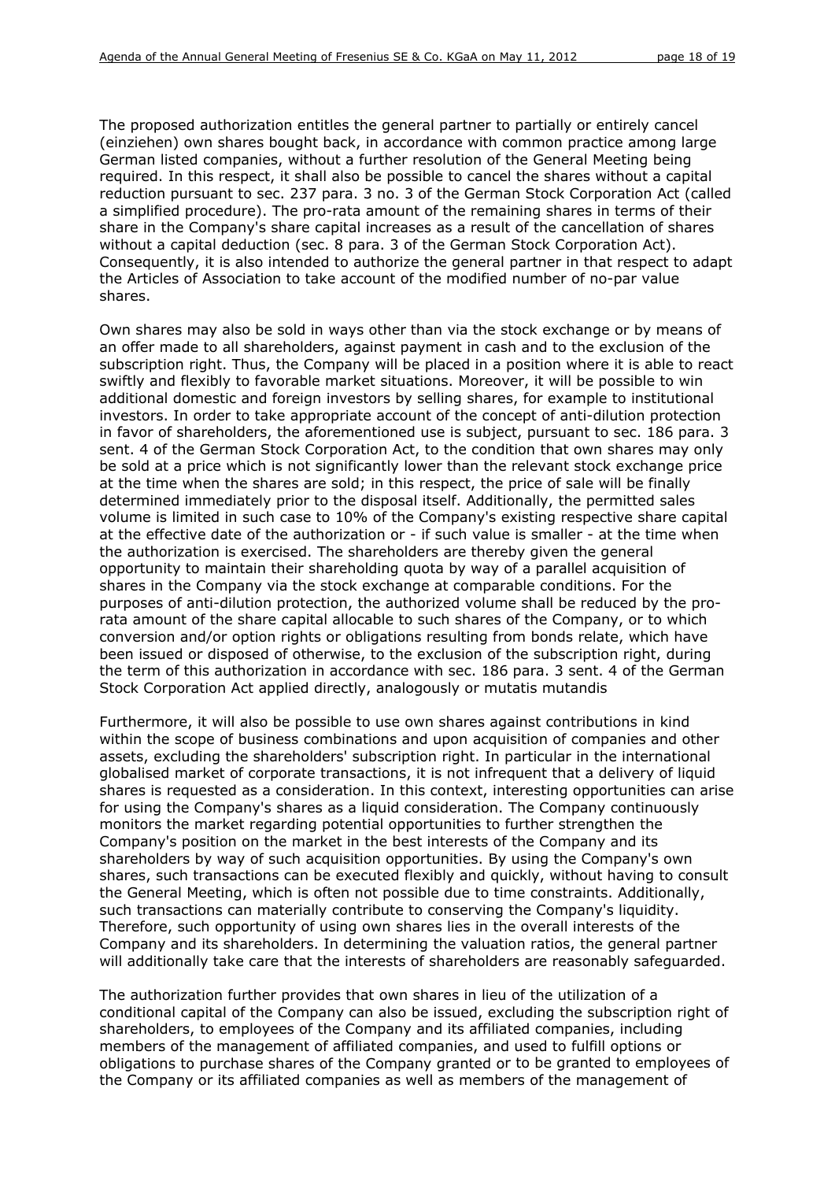The proposed authorization entitles the general partner to partially or entirely cancel (einziehen) own shares bought back, in accordance with common practice among large German listed companies, without a further resolution of the General Meeting being required. In this respect, it shall also be possible to cancel the shares without a capital reduction pursuant to sec. 237 para. 3 no. 3 of the German Stock Corporation Act (called a simplified procedure). The pro-rata amount of the remaining shares in terms of their share in the Company's share capital increases as a result of the cancellation of shares without a capital deduction (sec. 8 para. 3 of the German Stock Corporation Act). Consequently, it is also intended to authorize the general partner in that respect to adapt the Articles of Association to take account of the modified number of no-par value shares.

Own shares may also be sold in ways other than via the stock exchange or by means of an offer made to all shareholders, against payment in cash and to the exclusion of the subscription right. Thus, the Company will be placed in a position where it is able to react swiftly and flexibly to favorable market situations. Moreover, it will be possible to win additional domestic and foreign investors by selling shares, for example to institutional investors. In order to take appropriate account of the concept of anti-dilution protection in favor of shareholders, the aforementioned use is subject, pursuant to sec. 186 para. 3 sent. 4 of the German Stock Corporation Act, to the condition that own shares may only be sold at a price which is not significantly lower than the relevant stock exchange price at the time when the shares are sold; in this respect, the price of sale will be finally determined immediately prior to the disposal itself. Additionally, the permitted sales volume is limited in such case to 10% of the Company's existing respective share capital at the effective date of the authorization or - if such value is smaller - at the time when the authorization is exercised. The shareholders are thereby given the general opportunity to maintain their shareholding quota by way of a parallel acquisition of shares in the Company via the stock exchange at comparable conditions. For the purposes of anti-dilution protection, the authorized volume shall be reduced by the pro-rata amount of the share capital allocable to such shares of the Company, or to which conversion and/or option rights or obligations resulting from bonds relate, which have been issued or disposed of otherwise, to the exclusion of the subscription right, during the term of this authorization in accordance with sec. 186 para. 3 sent. 4 of the German Stock Corporation Act applied directly, analogously or mutatis mutandis

Furthermore, it will also be possible to use own shares against contributions in kind within the scope of business combinations and upon acquisition of companies and other assets, excluding the shareholders' subscription right. In particular in the international globalised market of corporate transactions, it is not infrequent that a delivery of liquid shares is requested as a consideration. In this context, interesting opportunities can arise for using the Company's shares as a liquid consideration. The Company continuously monitors the market regarding potential opportunities to further strengthen the Company's position on the market in the best interests of the Company and its shareholders by way of such acquisition opportunities. By using the Company's own shares, such transactions can be executed flexibly and quickly, without having to consult the General Meeting, which is often not possible due to time constraints. Additionally, such transactions can materially contribute to conserving the Company's liquidity. Therefore, such opportunity of using own shares lies in the overall interests of the Company and its shareholders. In determining the valuation ratios, the general partner will additionally take care that the interests of shareholders are reasonably safeguarded.

The authorization further provides that own shares in lieu of the utilization of a conditional capital of the Company can also be issued, excluding the subscription right of shareholders, to employees of the Company and its affiliated companies, including members of the management of affiliated companies, and used to fulfill options or obligations to purchase shares of the Company granted or to be granted to employees of the Company or its affiliated companies as well as members of the management of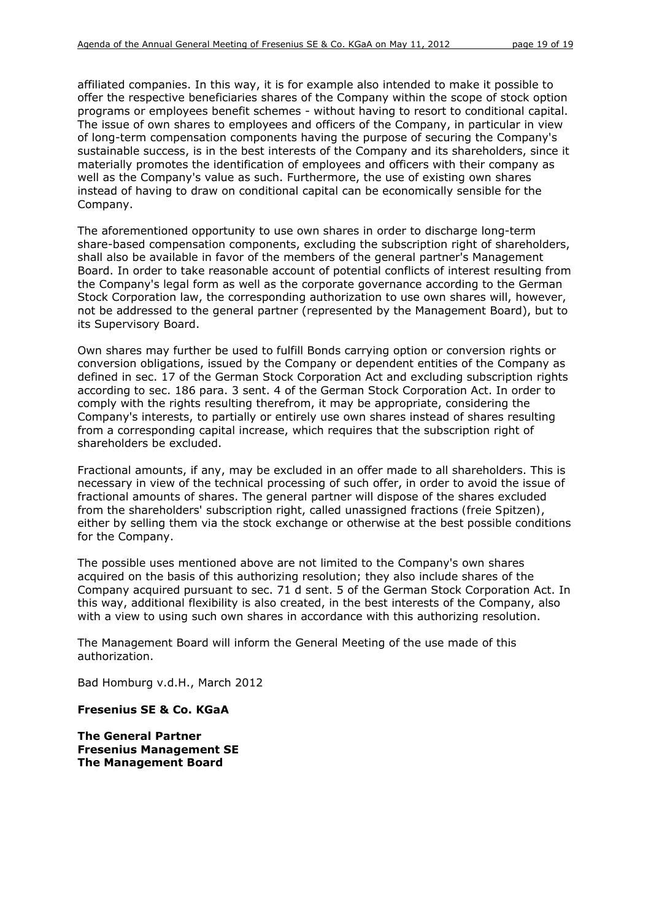affiliated companies. In this way, it is for example also intended to make it possible to offer the respective beneficiaries shares of the Company within the scope of stock option programs or employees benefit schemes - without having to resort to conditional capital. The issue of own shares to employees and officers of the Company, in particular in view of long-term compensation components having the purpose of securing the Company's sustainable success, is in the best interests of the Company and its shareholders, since it materially promotes the identification of employees and officers with their company as well as the Company's value as such. Furthermore, the use of existing own shares instead of having to draw on conditional capital can be economically sensible for the Company.

The aforementioned opportunity to use own shares in order to discharge long-term share-based compensation components, excluding the subscription right of shareholders, shall also be available in favor of the members of the general partner's Management Board. In order to take reasonable account of potential conflicts of interest resulting from the Company's legal form as well as the corporate governance according to the German Stock Corporation law, the corresponding authorization to use own shares will, however, not be addressed to the general partner (represented by the Management Board), but to its Supervisory Board.

Own shares may further be used to fulfill Bonds carrying option or conversion rights or conversion obligations, issued by the Company or dependent entities of the Company as defined in sec. 17 of the German Stock Corporation Act and excluding subscription rights according to sec. 186 para. 3 sent. 4 of the German Stock Corporation Act. In order to comply with the rights resulting therefrom, it may be appropriate, considering the Company's interests, to partially or entirely use own shares instead of shares resulting from a corresponding capital increase, which requires that the subscription right of shareholders be excluded.

Fractional amounts, if any, may be excluded in an offer made to all shareholders. This is necessary in view of the technical processing of such offer, in order to avoid the issue of fractional amounts of shares. The general partner will dispose of the shares excluded from the shareholders' subscription right, called unassigned fractions (freie Spitzen), either by selling them via the stock exchange or otherwise at the best possible conditions for the Company.

The possible uses mentioned above are not limited to the Company's own shares acquired on the basis of this authorizing resolution; they also include shares of the Company acquired pursuant to sec. 71 d sent. 5 of the German Stock Corporation Act. In this way, additional flexibility is also created, in the best interests of the Company, also with a view to using such own shares in accordance with this authorizing resolution.

The Management Board will inform the General Meeting of the use made of this authorization.

Bad Homburg v.d.H., March 2012

**Fresenius SE & Co. KGaA**

**The General Partner**
**Fresenius Management SE**
**The Management Board**